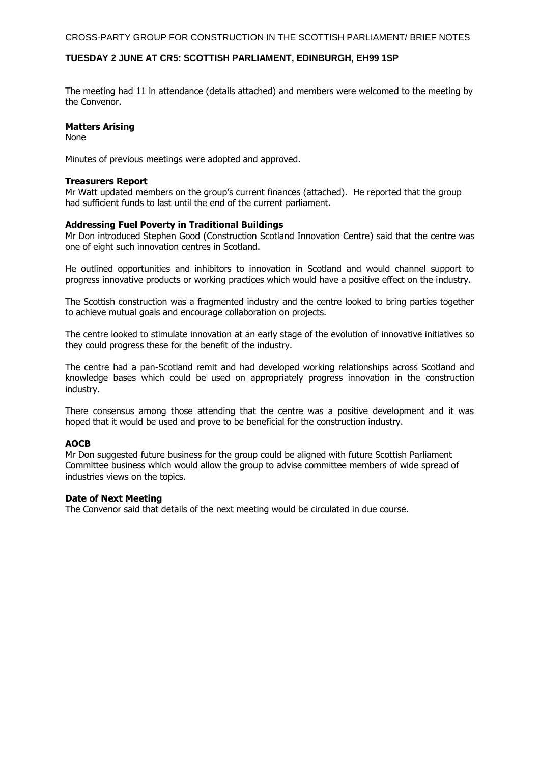CROSS-PARTY GROUP FOR CONSTRUCTION IN THE SCOTTISH PARLIAMENT/ BRIEF NOTES

**TUESDAY 2 JUNE AT CR5: SCOTTISH PARLIAMENT, EDINBURGH, EH99 1SP**

The meeting had 11 in attendance (details attached) and members were welcomed to the meeting by the Convenor.

**Matters Arising**
None

Minutes of previous meetings were adopted and approved.

**Treasurers Report**
Mr Watt updated members on the group's current finances (attached). He reported that the group had sufficient funds to last until the end of the current parliament.

**Addressing Fuel Poverty in Traditional Buildings**
Mr Don introduced Stephen Good (Construction Scotland Innovation Centre) said that the centre was one of eight such innovation centres in Scotland.

He outlined opportunities and inhibitors to innovation in Scotland and would channel support to progress innovative products or working practices which would have a positive effect on the industry.

The Scottish construction was a fragmented industry and the centre looked to bring parties together to achieve mutual goals and encourage collaboration on projects.

The centre looked to stimulate innovation at an early stage of the evolution of innovative initiatives so they could progress these for the benefit of the industry.

The centre had a pan-Scotland remit and had developed working relationships across Scotland and knowledge bases which could be used on appropriately progress innovation in the construction industry.

There consensus among those attending that the centre was a positive development and it was hoped that it would be used and prove to be beneficial for the construction industry.

**AOCB**
Mr Don suggested future business for the group could be aligned with future Scottish Parliament Committee business which would allow the group to advise committee members of wide spread of industries views on the topics.

**Date of Next Meeting**
The Convenor said that details of the next meeting would be circulated in due course.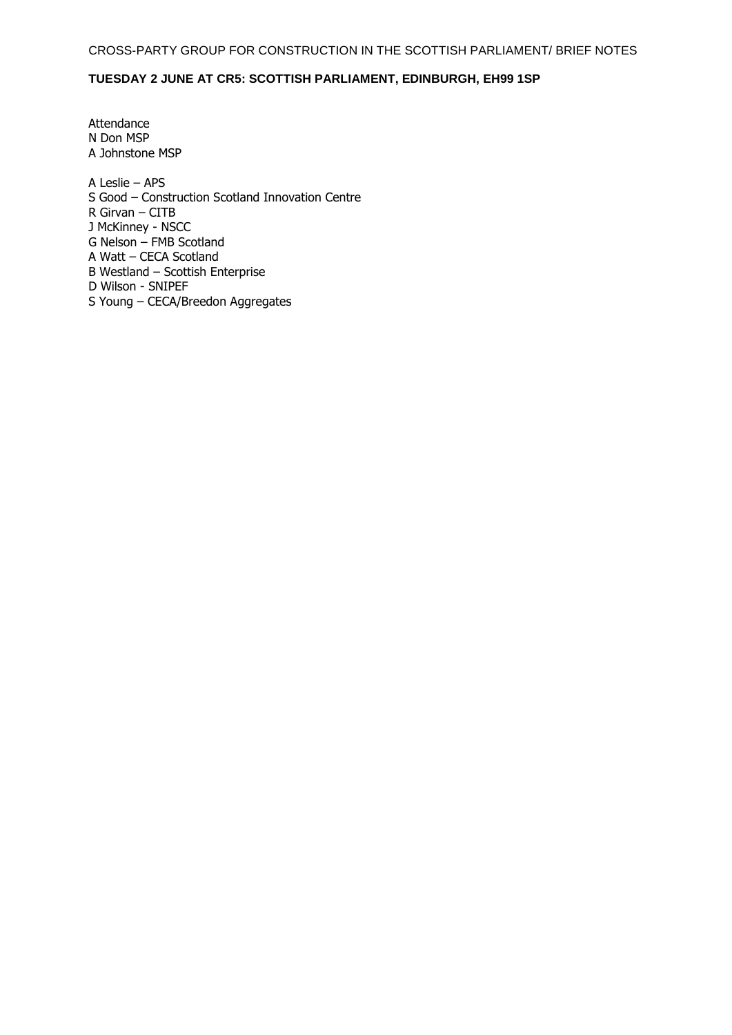CROSS-PARTY GROUP FOR CONSTRUCTION IN THE SCOTTISH PARLIAMENT/ BRIEF NOTES

**TUESDAY 2 JUNE AT CR5: SCOTTISH PARLIAMENT, EDINBURGH, EH99 1SP**

Attendance
N Don MSP
A Johnstone MSP

A Leslie – APS
S Good – Construction Scotland Innovation Centre
R Girvan – CITB
J McKinney - NSCC
G Nelson – FMB Scotland
A Watt – CECA Scotland
B Westland – Scottish Enterprise
D Wilson - SNIPEF
S Young – CECA/Breedon Aggregates